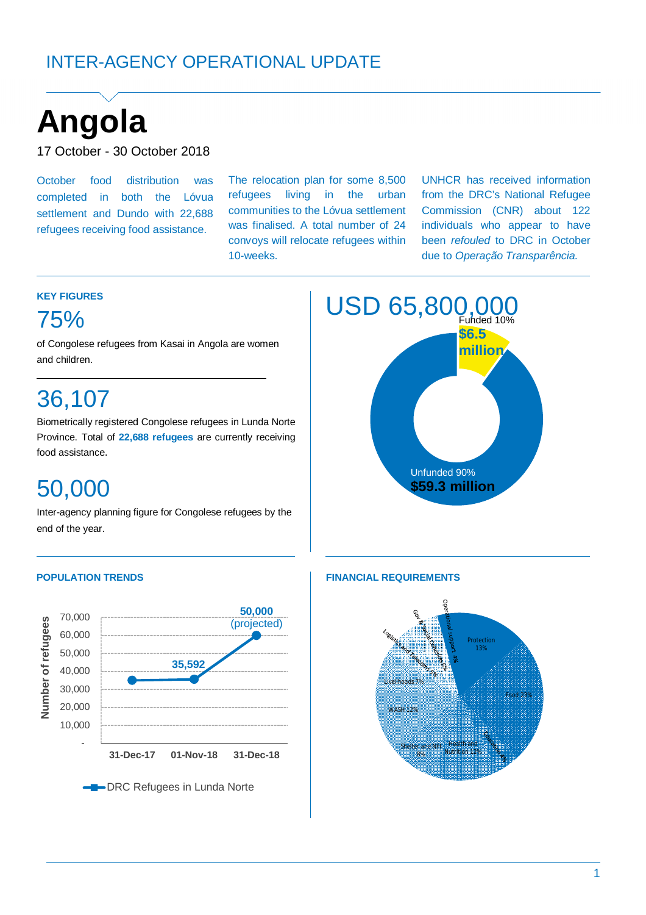INTER-AGENCY OPERATIONAL UPDATE

# Angola

17 October - 30 October 2018

October food distribution was completed in both the Lóvua settlement and Dundo with 22,688 refugees receiving food assistance.

The relocation plan for some 8,500 refugees living in the urban communities to the Lóvua settlement was finalised. A total number of 24 convoys will relocate refugees within 10-weeks.

UNHCR has received information from the DRC's National Refugee Commission (CNR) about 122 individuals who appear to have been *refouled* to DRC in October due to *Operação Transparência.*

## KEY FIGURES

**75%**

of Congolese refugees from Kasai in Angola are women and children.

**36,107**

Biometrically registered Congolese refugees in Lunda Norte Province. Total of **22,688 refugees** are currently receiving food assistance.

**50,000**

Inter-agency planning figure for Congolese refugees by the end of the year.

**USD 65,800,000**

Funded 10% — **$6.5 million**

Unfunded 90% — **$59.3 million**

## POPULATION TRENDS

Number of refugees — DRC Refugees in Lunda Norte

| Date | Number of refugees |
|---|---|
| 31-Dec-17 | ~35,000 |
| 01-Nov-18 | 35,592 |
| 31-Dec-18 | 50,000 (projected) |

## FINANCIAL REQUIREMENTS

| Sector | Share |
|---|---|
| Protection | 13% |
| Food | 23% |
| Education | 4% |
| Health and Nutrition | 12% |
| Shelter and NFI | 8% |
| WASH | 12% |
| Livelihoods | 7% |
| Logistics and Telecoms | 5% |
| Gov & Social Cohesion | 5% |
| Operational support | 4% |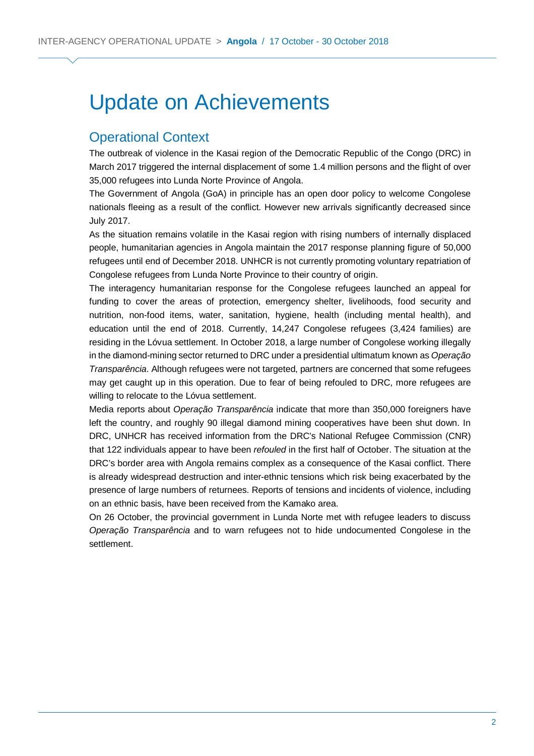# Update on Achievements

## Operational Context

The outbreak of violence in the Kasai region of the Democratic Republic of the Congo (DRC) in March 2017 triggered the internal displacement of some 1.4 million persons and the flight of over 35,000 refugees into Lunda Norte Province of Angola.

The Government of Angola (GoA) in principle has an open door policy to welcome Congolese nationals fleeing as a result of the conflict. However new arrivals significantly decreased since July 2017.

As the situation remains volatile in the Kasai region with rising numbers of internally displaced people, humanitarian agencies in Angola maintain the 2017 response planning figure of 50,000 refugees until end of December 2018. UNHCR is not currently promoting voluntary repatriation of Congolese refugees from Lunda Norte Province to their country of origin.

The interagency humanitarian response for the Congolese refugees launched an appeal for funding to cover the areas of protection, emergency shelter, livelihoods, food security and nutrition, non-food items, water, sanitation, hygiene, health (including mental health), and education until the end of 2018. Currently, 14,247 Congolese refugees (3,424 families) are residing in the Lóvua settlement. In October 2018, a large number of Congolese working illegally in the diamond-mining sector returned to DRC under a presidential ultimatum known as *Operação Transparência*. Although refugees were not targeted, partners are concerned that some refugees may get caught up in this operation. Due to fear of being refouled to DRC, more refugees are willing to relocate to the Lóvua settlement.

Media reports about *Operação Transparência* indicate that more than 350,000 foreigners have left the country, and roughly 90 illegal diamond mining cooperatives have been shut down. In DRC, UNHCR has received information from the DRC's National Refugee Commission (CNR) that 122 individuals appear to have been *refouled* in the first half of October. The situation at the DRC's border area with Angola remains complex as a consequence of the Kasai conflict. There is already widespread destruction and inter-ethnic tensions which risk being exacerbated by the presence of large numbers of returnees. Reports of tensions and incidents of violence, including on an ethnic basis, have been received from the Kamako area.

On 26 October, the provincial government in Lunda Norte met with refugee leaders to discuss *Operação Transparência* and to warn refugees not to hide undocumented Congolese in the settlement.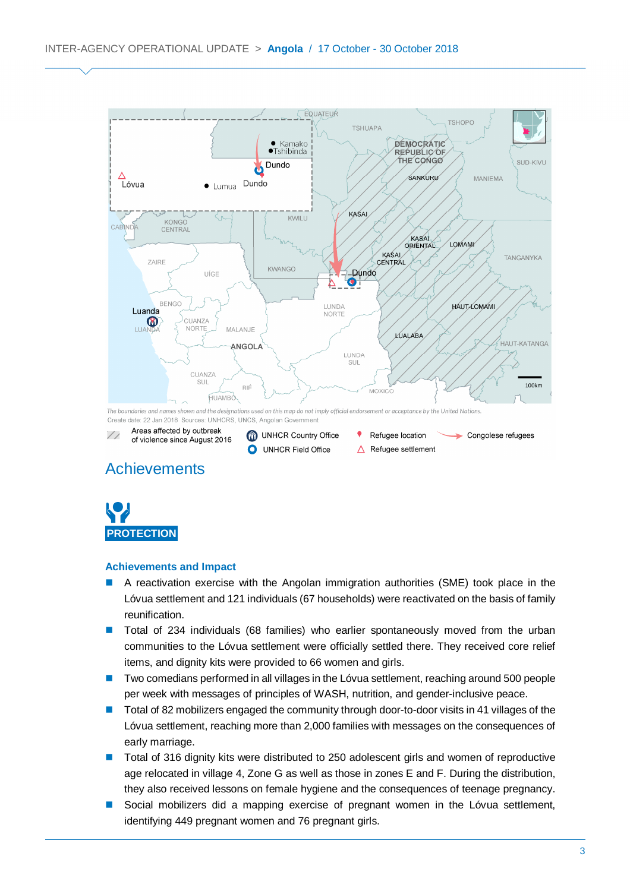The boundaries and names shown and the designations used on this map do not imply official endorsement or acceptance by the United Nations.
Create date: 22 Jan 2018 Sources: UNHCRS, UNCS, Angolan Government

## Achievements

### PROTECTION

**Achievements and Impact**

- A reactivation exercise with the Angolan immigration authorities (SME) took place in the Lóvua settlement and 121 individuals (67 households) were reactivated on the basis of family reunification.
- Total of 234 individuals (68 families) who earlier spontaneously moved from the urban communities to the Lóvua settlement were officially settled there. They received core relief items, and dignity kits were provided to 66 women and girls.
- Two comedians performed in all villages in the Lóvua settlement, reaching around 500 people per week with messages of principles of WASH, nutrition, and gender-inclusive peace.
- Total of 82 mobilizers engaged the community through door-to-door visits in 41 villages of the Lóvua settlement, reaching more than 2,000 families with messages on the consequences of early marriage.
- Total of 316 dignity kits were distributed to 250 adolescent girls and women of reproductive age relocated in village 4, Zone G as well as those in zones E and F. During the distribution, they also received lessons on female hygiene and the consequences of teenage pregnancy.
- Social mobilizers did a mapping exercise of pregnant women in the Lóvua settlement, identifying 449 pregnant women and 76 pregnant girls.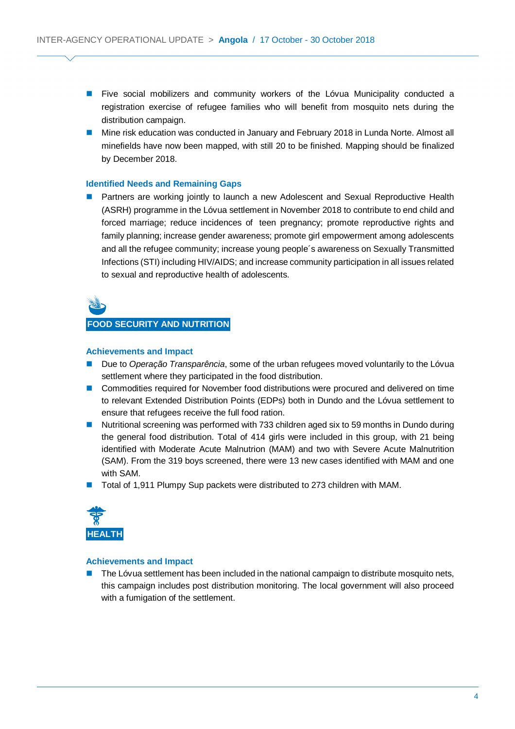- Five social mobilizers and community workers of the Lóvua Municipality conducted a registration exercise of refugee families who will benefit from mosquito nets during the distribution campaign.
- Mine risk education was conducted in January and February 2018 in Lunda Norte. Almost all minefields have now been mapped, with still 20 to be finished. Mapping should be finalized by December 2018.

### Identified Needs and Remaining Gaps

- Partners are working jointly to launch a new Adolescent and Sexual Reproductive Health (ASRH) programme in the Lóvua settlement in November 2018 to contribute to end child and forced marriage; reduce incidences of teen pregnancy; promote reproductive rights and family planning; increase gender awareness; promote girl empowerment among adolescents and all the refugee community; increase young people´s awareness on Sexually Transmitted Infections (STI) including HIV/AIDS; and increase community participation in all issues related to sexual and reproductive health of adolescents.

## FOOD SECURITY AND NUTRITION

### Achievements and Impact

- Due to *Operação Transparência*, some of the urban refugees moved voluntarily to the Lóvua settlement where they participated in the food distribution.
- Commodities required for November food distributions were procured and delivered on time to relevant Extended Distribution Points (EDPs) both in Dundo and the Lóvua settlement to ensure that refugees receive the full food ration.
- Nutritional screening was performed with 733 children aged six to 59 months in Dundo during the general food distribution. Total of 414 girls were included in this group, with 21 being identified with Moderate Acute Malnutrion (MAM) and two with Severe Acute Malnutrition (SAM). From the 319 boys screened, there were 13 new cases identified with MAM and one with SAM.
- Total of 1,911 Plumpy Sup packets were distributed to 273 children with MAM.

## HEALTH

### Achievements and Impact

- The Lóvua settlement has been included in the national campaign to distribute mosquito nets, this campaign includes post distribution monitoring. The local government will also proceed with a fumigation of the settlement.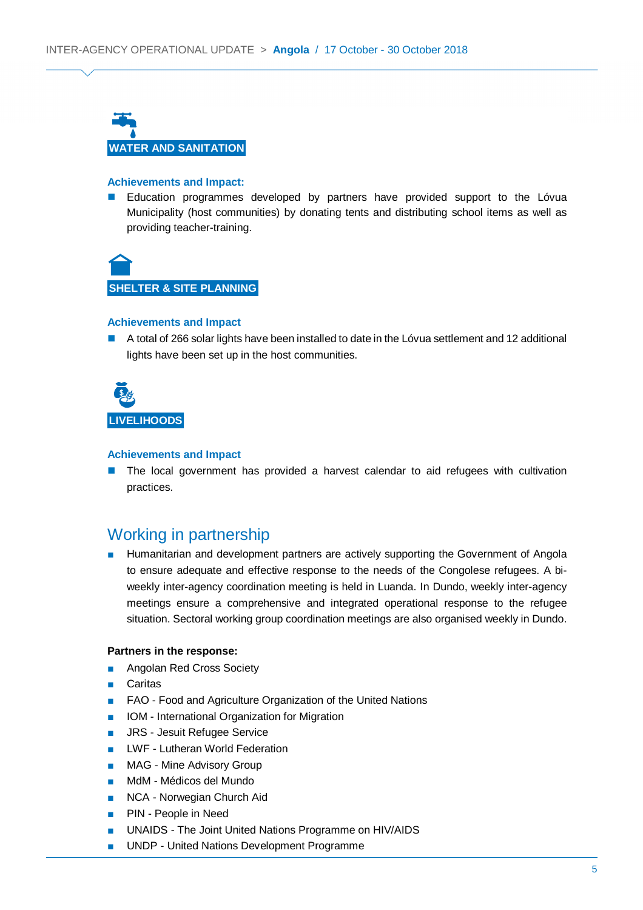## WATER AND SANITATION

**Achievements and Impact:**

- Education programmes developed by partners have provided support to the Lóvua Municipality (host communities) by donating tents and distributing school items as well as providing teacher-training.

## SHELTER & SITE PLANNING

**Achievements and Impact**

- A total of 266 solar lights have been installed to date in the Lóvua settlement and 12 additional lights have been set up in the host communities.

## LIVELIHOODS

**Achievements and Impact**

- The local government has provided a harvest calendar to aid refugees with cultivation practices.

# Working in partnership

- Humanitarian and development partners are actively supporting the Government of Angola to ensure adequate and effective response to the needs of the Congolese refugees. A bi-weekly inter-agency coordination meeting is held in Luanda. In Dundo, weekly inter-agency meetings ensure a comprehensive and integrated operational response to the refugee situation. Sectoral working group coordination meetings are also organised weekly in Dundo.

**Partners in the response:**

- Angolan Red Cross Society
- Caritas
- FAO - Food and Agriculture Organization of the United Nations
- IOM - International Organization for Migration
- JRS - Jesuit Refugee Service
- LWF - Lutheran World Federation
- MAG - Mine Advisory Group
- MdM - Médicos del Mundo
- NCA - Norwegian Church Aid
- PIN - People in Need
- UNAIDS - The Joint United Nations Programme on HIV/AIDS
- UNDP - United Nations Development Programme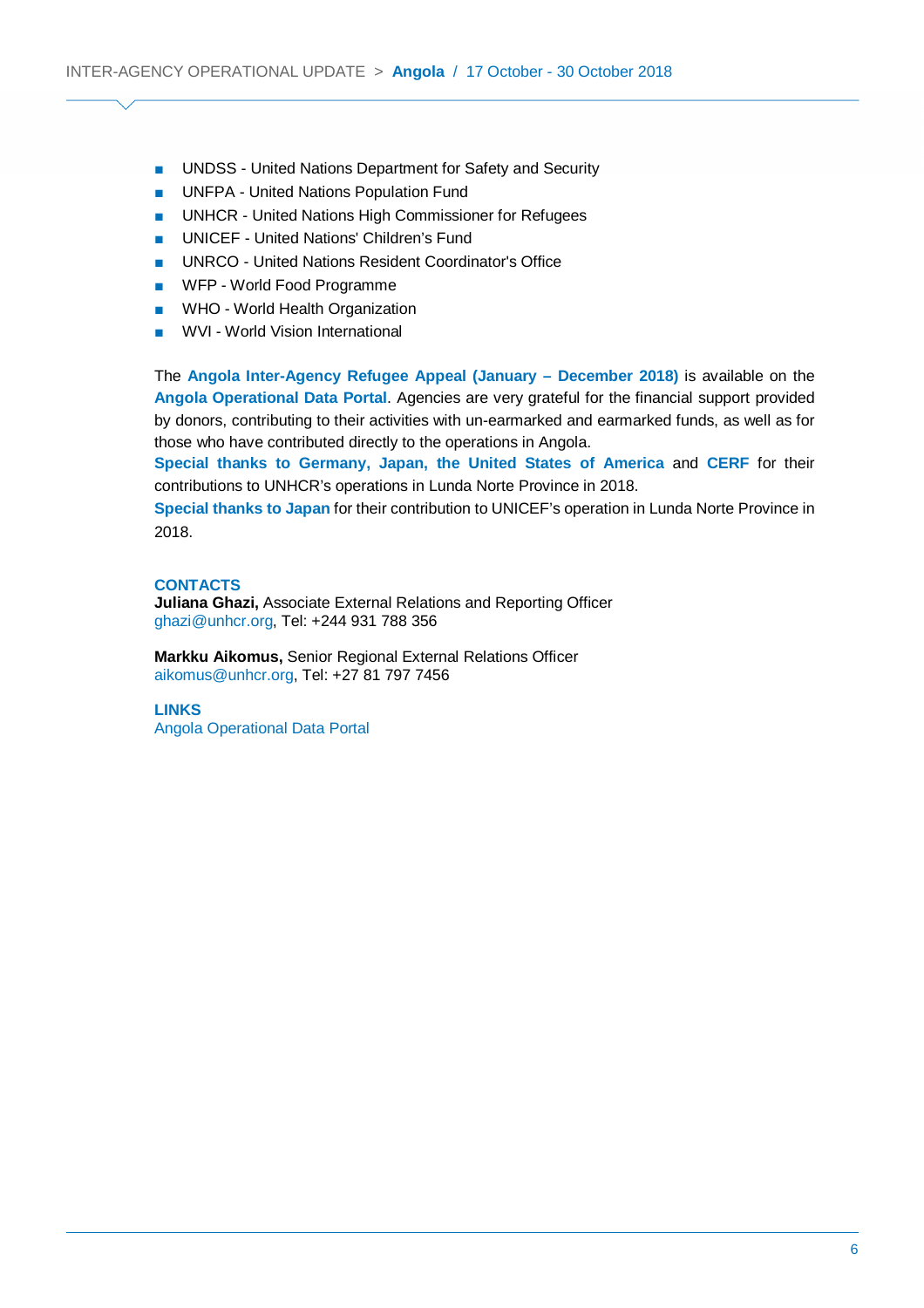- UNDSS - United Nations Department for Safety and Security
- UNFPA - United Nations Population Fund
- UNHCR - United Nations High Commissioner for Refugees
- UNICEF - United Nations' Children's Fund
- UNRCO - United Nations Resident Coordinator's Office
- WFP - World Food Programme
- WHO - World Health Organization
- WVI - World Vision International

The **Angola Inter-Agency Refugee Appeal (January – December 2018)** is available on the **Angola Operational Data Portal**. Agencies are very grateful for the financial support provided by donors, contributing to their activities with un-earmarked and earmarked funds, as well as for those who have contributed directly to the operations in Angola.

**Special thanks to Germany, Japan, the United States of America** and **CERF** for their contributions to UNHCR's operations in Lunda Norte Province in 2018.

**Special thanks to Japan** for their contribution to UNICEF's operation in Lunda Norte Province in 2018.

**CONTACTS**

**Juliana Ghazi,** Associate External Relations and Reporting Officer
ghazi@unhcr.org, Tel: +244 931 788 356

**Markku Aikomus,** Senior Regional External Relations Officer
aikomus@unhcr.org, Tel: +27 81 797 7456

**LINKS**

Angola Operational Data Portal